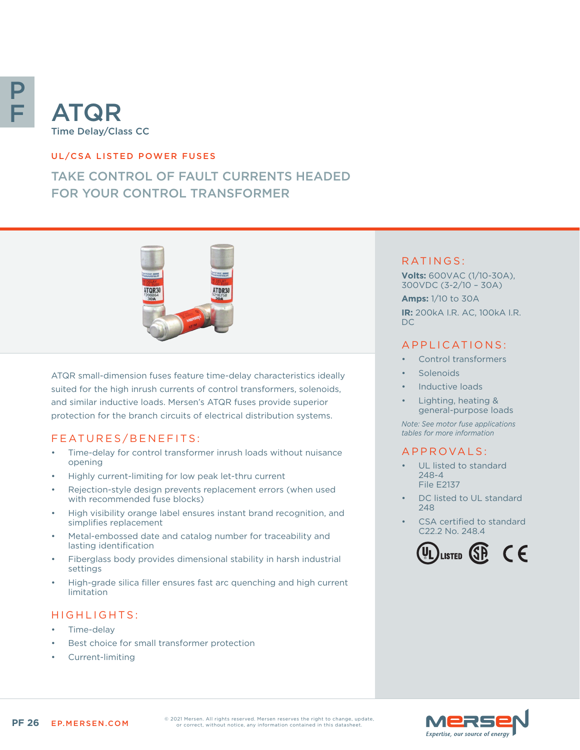# ATQR

Time Delay/Class CC

UL/CSA LISTED POWER FUSES

## TAKE CONTROL OF FAULT CURRENTS HEADED FOR YOUR CONTROL TRANSFORMER

ATQR small-dimension fuses feature time-delay characteristics ideally suited for the high inrush currents of control transformers, solenoids, and similar inductive loads. Mersen's ATQR fuses provide superior protection for the branch circuits of electrical distribution systems.

### FEATURES/BENEFITS:

- Time-delay for control transformer inrush loads without nuisance opening
- Highly current-limiting for low peak let-thru current
- Rejection-style design prevents replacement errors (when used with recommended fuse blocks)
- High visibility orange label ensures instant brand recognition, and simplifies replacement
- Metal-embossed date and catalog number for traceability and lasting identification
- Fiberglass body provides dimensional stability in harsh industrial settings
- High-grade silica filler ensures fast arc quenching and high current limitation

### HIGHLIGHTS:

- Time-delay
- Best choice for small transformer protection
- Current-limiting

### RATINGS:

**Volts:** 600VAC (1/10-30A), 300VDC (3-2/10 – 30A)

**Amps:** 1/10 to 30A

**IR:** 200kA I.R. AC, 100kA I.R. DC

### APPLICATIONS:

- Control transformers
- Solenoids
- Inductive loads
- Lighting, heating & general-purpose loads

*Note: See motor fuse applications tables for more information*

### APPROVALS:

- UL listed to standard 248-4 File E2137
- DC listed to UL standard 248
- CSA certified to standard C22.2 No. 248.4

© 2021 Mersen. All rights reserved. Mersen reserves the right to change, update, or correct, without notice, any information contained in this datasheet.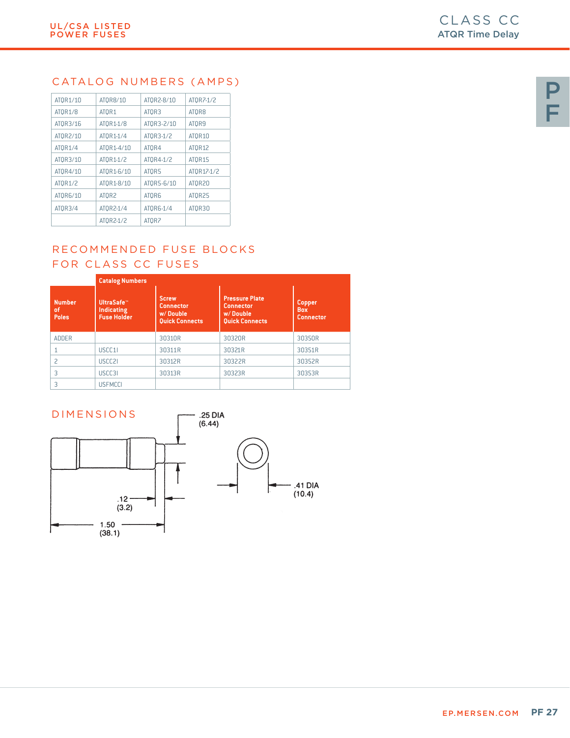## CATALOG NUMBERS (AMPS)

| | | | |
|---|---|---|---|
| ATQR1/10 | ATQR8/10 | ATQR2-8/10 | ATQR7-1/2 |
| ATQR1/8 | ATQR1 | ATQR3 | ATQR8 |
| ATQR3/16 | ATQR1-1/8 | ATQR3-2/10 | ATQR9 |
| ATQR2/10 | ATQR1-1/4 | ATQR3-1/2 | ATQR10 |
| ATQR1/4 | ATQR1-4/10 | ATQR4 | ATQR12 |
| ATQR3/10 | ATQR1-1/2 | ATQR4-1/2 | ATQR15 |
| ATQR4/10 | ATQR1-6/10 | ATQR5 | ATQR17-1/2 |
| ATQR1/2 | ATQR1-8/10 | ATQR5-6/10 | ATQR20 |
| ATQR6/10 | ATQR2 | ATQR6 | ATQR25 |
| ATQR3/4 | ATQR2-1/4 | ATQR6-1/4 | ATQR30 |
| | ATQR2-1/2 | ATQR7 | |

## RECOMMENDED FUSE BLOCKS FOR CLASS CC FUSES

| | Catalog Numbers | | | |
|---|---|---|---|---|
| Number of Poles | UltraSafe™ Indicating Fuse Holder | Screw Connector w/ Double Quick Connects | Pressure Plate Connector w/ Double Quick Connects | Copper Box Connector |
| ADDER | | 30310R | 30320R | 30350R |
| 1 | USCC1I | 30311R | 30321R | 30351R |
| 2 | USCC2I | 30312R | 30322R | 30352R |
| 3 | USCC3I | 30313R | 30323R | 30353R |
| 3 | USFMCCI | | | |

## DIMENSIONS

.25 DIA
(6.44)

.41 DIA
(10.4)

.12
(3.2)

1.50
(38.1)